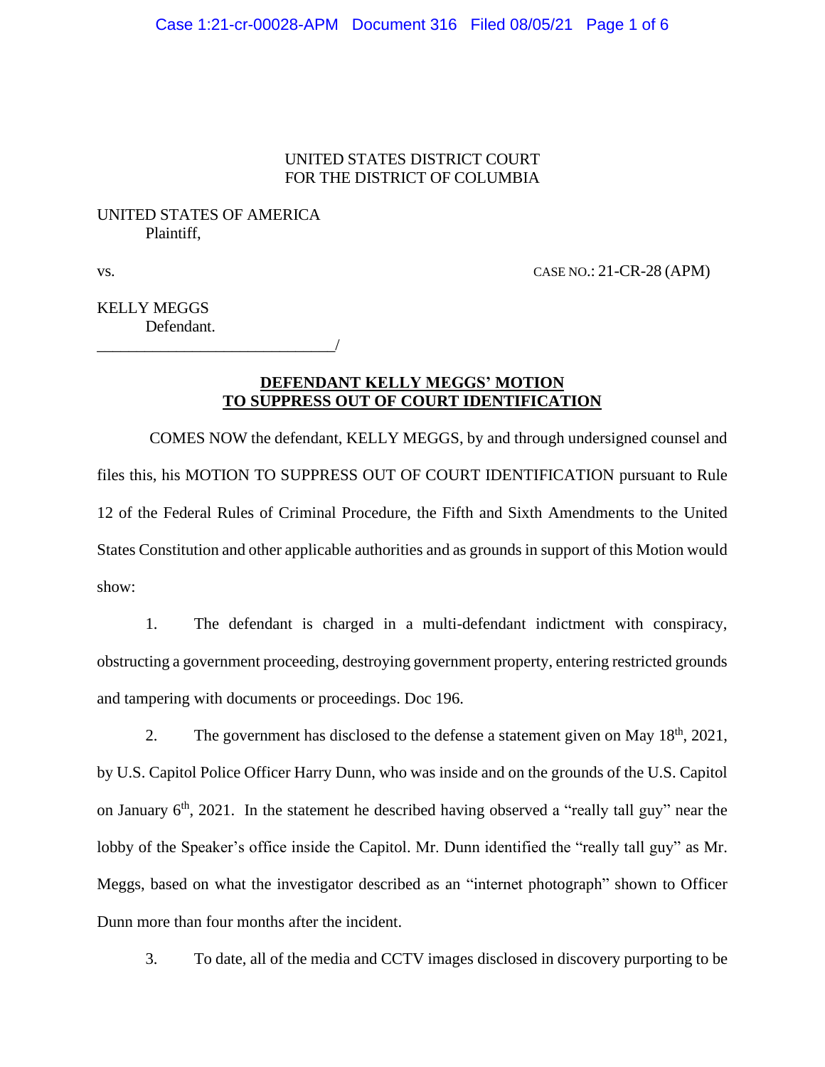UNITED STATES DISTRICT COURT
FOR THE DISTRICT OF COLUMBIA

UNITED STATES OF AMERICA
Plaintiff,

vs. CASE NO.: 21-CR-28 (APM)

KELLY MEGGS
Defendant.
______________________________/

**DEFENDANT KELLY MEGGS' MOTION TO SUPPRESS OUT OF COURT IDENTIFICATION**

COMES NOW the defendant, KELLY MEGGS, by and through undersigned counsel and files this, his MOTION TO SUPPRESS OUT OF COURT IDENTIFICATION pursuant to Rule 12 of the Federal Rules of Criminal Procedure, the Fifth and Sixth Amendments to the United States Constitution and other applicable authorities and as grounds in support of this Motion would show:

1. The defendant is charged in a multi-defendant indictment with conspiracy, obstructing a government proceeding, destroying government property, entering restricted grounds and tampering with documents or proceedings. Doc 196.

2. The government has disclosed to the defense a statement given on May 18th, 2021, by U.S. Capitol Police Officer Harry Dunn, who was inside and on the grounds of the U.S. Capitol on January 6th, 2021. In the statement he described having observed a "really tall guy" near the lobby of the Speaker's office inside the Capitol. Mr. Dunn identified the "really tall guy" as Mr. Meggs, based on what the investigator described as an "internet photograph" shown to Officer Dunn more than four months after the incident.

3. To date, all of the media and CCTV images disclosed in discovery purporting to be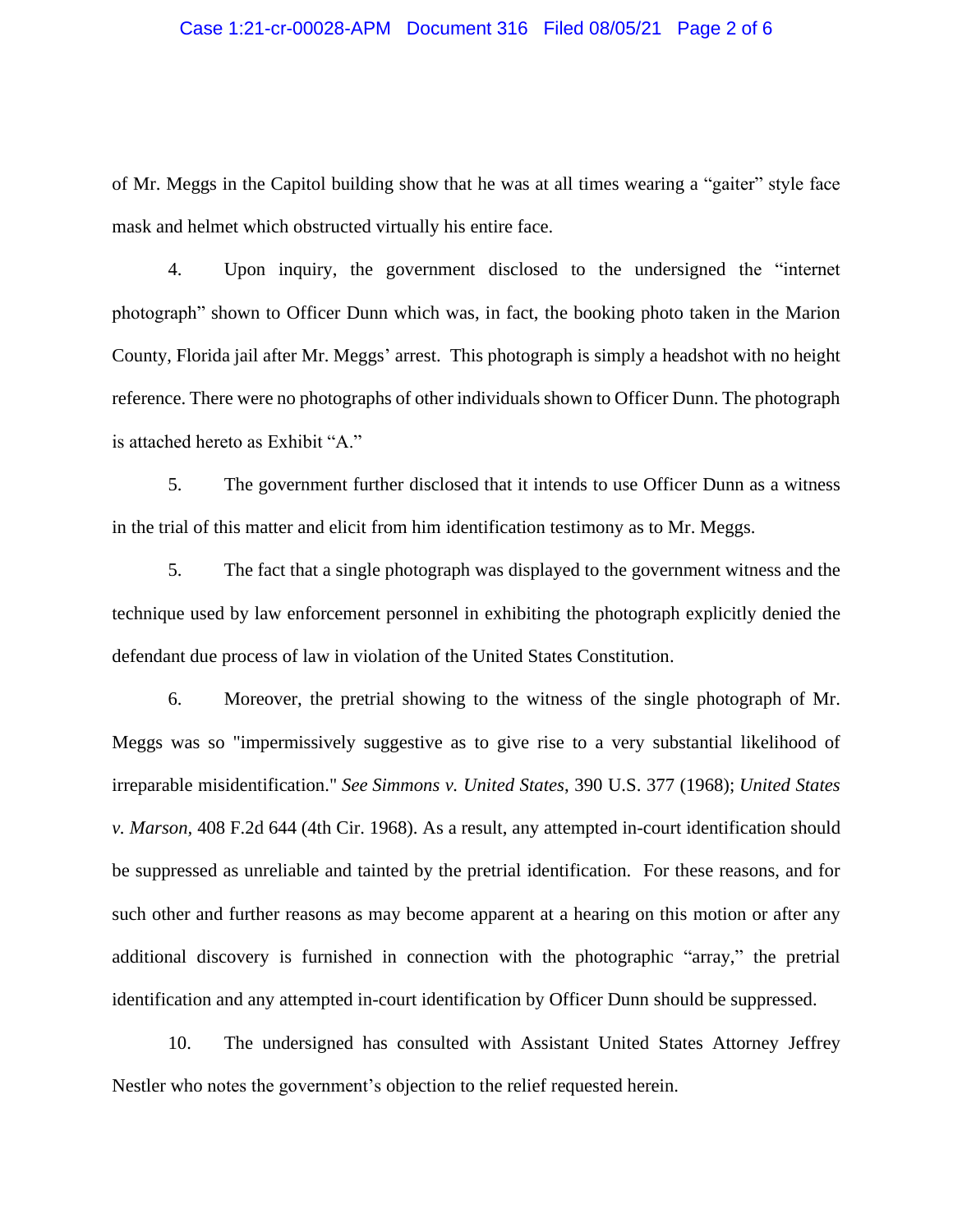of Mr. Meggs in the Capitol building show that he was at all times wearing a "gaiter" style face mask and helmet which obstructed virtually his entire face.

4. Upon inquiry, the government disclosed to the undersigned the "internet photograph" shown to Officer Dunn which was, in fact, the booking photo taken in the Marion County, Florida jail after Mr. Meggs' arrest. This photograph is simply a headshot with no height reference. There were no photographs of other individuals shown to Officer Dunn. The photograph is attached hereto as Exhibit "A."

5. The government further disclosed that it intends to use Officer Dunn as a witness in the trial of this matter and elicit from him identification testimony as to Mr. Meggs.

5. The fact that a single photograph was displayed to the government witness and the technique used by law enforcement personnel in exhibiting the photograph explicitly denied the defendant due process of law in violation of the United States Constitution.

6. Moreover, the pretrial showing to the witness of the single photograph of Mr. Meggs was so "impermissively suggestive as to give rise to a very substantial likelihood of irreparable misidentification." *See Simmons v. United States*, 390 U.S. 377 (1968); *United States v. Marson*, 408 F.2d 644 (4th Cir. 1968). As a result, any attempted in-court identification should be suppressed as unreliable and tainted by the pretrial identification. For these reasons, and for such other and further reasons as may become apparent at a hearing on this motion or after any additional discovery is furnished in connection with the photographic "array," the pretrial identification and any attempted in-court identification by Officer Dunn should be suppressed.

10. The undersigned has consulted with Assistant United States Attorney Jeffrey Nestler who notes the government's objection to the relief requested herein.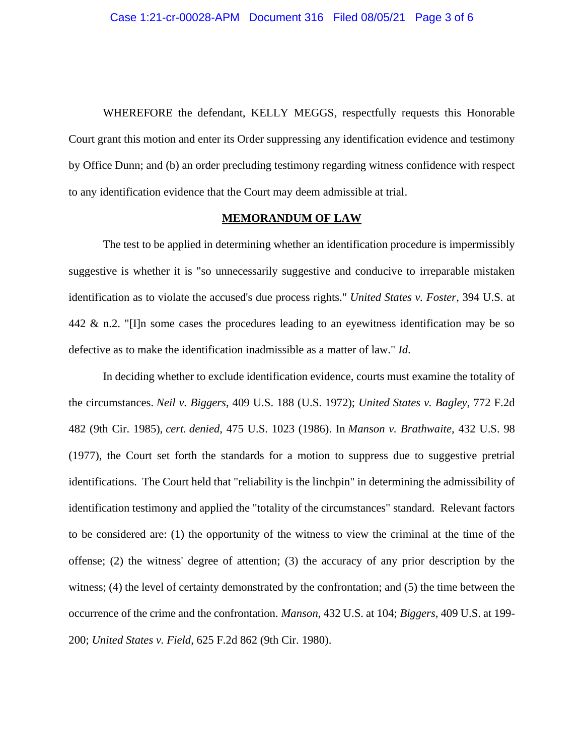WHEREFORE the defendant, KELLY MEGGS, respectfully requests this Honorable Court grant this motion and enter its Order suppressing any identification evidence and testimony by Office Dunn; and (b) an order precluding testimony regarding witness confidence with respect to any identification evidence that the Court may deem admissible at trial.

**MEMORANDUM OF LAW**

The test to be applied in determining whether an identification procedure is impermissibly suggestive is whether it is "so unnecessarily suggestive and conducive to irreparable mistaken identification as to violate the accused's due process rights." *United States v. Foster*, 394 U.S. at 442 & n.2. "[I]n some cases the procedures leading to an eyewitness identification may be so defective as to make the identification inadmissible as a matter of law." *Id.*

In deciding whether to exclude identification evidence, courts must examine the totality of the circumstances. *Neil v. Biggers*, 409 U.S. 188 (U.S. 1972); *United States v. Bagley*, 772 F.2d 482 (9th Cir. 1985), *cert. denied*, 475 U.S. 1023 (1986). In *Manson v. Brathwaite*, 432 U.S. 98 (1977), the Court set forth the standards for a motion to suppress due to suggestive pretrial identifications. The Court held that "reliability is the linchpin" in determining the admissibility of identification testimony and applied the "totality of the circumstances" standard. Relevant factors to be considered are: (1) the opportunity of the witness to view the criminal at the time of the offense; (2) the witness' degree of attention; (3) the accuracy of any prior description by the witness; (4) the level of certainty demonstrated by the confrontation; and (5) the time between the occurrence of the crime and the confrontation. *Manson*, 432 U.S. at 104; *Biggers*, 409 U.S. at 199-200; *United States v. Field*, 625 F.2d 862 (9th Cir. 1980).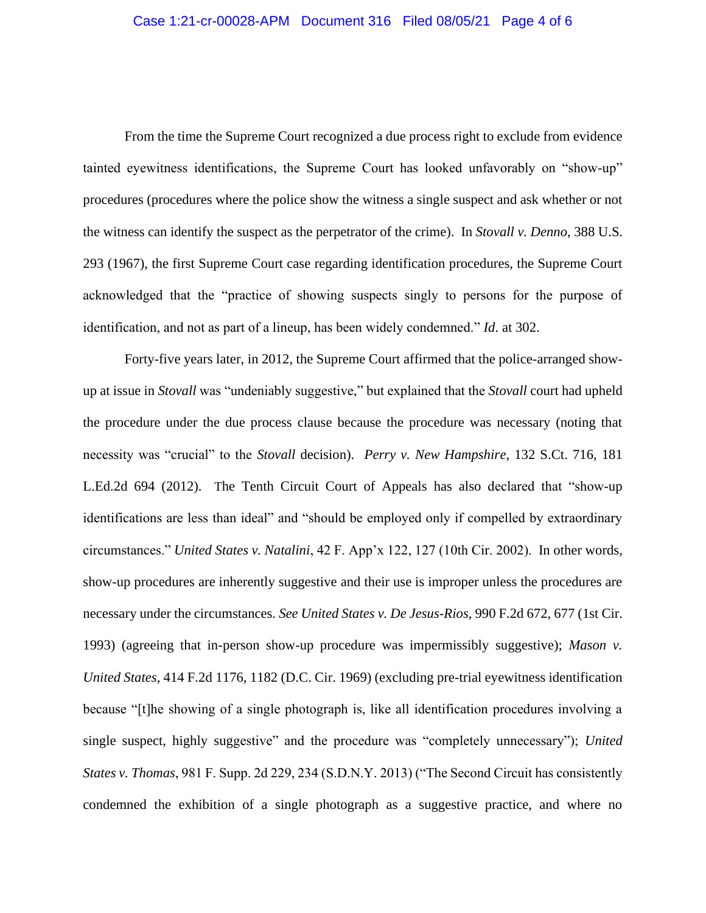From the time the Supreme Court recognized a due process right to exclude from evidence tainted eyewitness identifications, the Supreme Court has looked unfavorably on "show-up" procedures (procedures where the police show the witness a single suspect and ask whether or not the witness can identify the suspect as the perpetrator of the crime). In *Stovall v. Denno*, 388 U.S. 293 (1967), the first Supreme Court case regarding identification procedures, the Supreme Court acknowledged that the "practice of showing suspects singly to persons for the purpose of identification, and not as part of a lineup, has been widely condemned." *Id*. at 302.

Forty-five years later, in 2012, the Supreme Court affirmed that the police-arranged show-up at issue in *Stovall* was "undeniably suggestive," but explained that the *Stovall* court had upheld the procedure under the due process clause because the procedure was necessary (noting that necessity was "crucial" to the *Stovall* decision). *Perry v. New Hampshire*, 132 S.Ct. 716, 181 L.Ed.2d 694 (2012). The Tenth Circuit Court of Appeals has also declared that "show-up identifications are less than ideal" and "should be employed only if compelled by extraordinary circumstances." *United States v. Natalini*, 42 F. App'x 122, 127 (10th Cir. 2002). In other words, show-up procedures are inherently suggestive and their use is improper unless the procedures are necessary under the circumstances. *See United States v. De Jesus-Rios*, 990 F.2d 672, 677 (1st Cir. 1993) (agreeing that in-person show-up procedure was impermissibly suggestive); *Mason v. United States*, 414 F.2d 1176, 1182 (D.C. Cir. 1969) (excluding pre-trial eyewitness identification because "[t]he showing of a single photograph is, like all identification procedures involving a single suspect, highly suggestive" and the procedure was "completely unnecessary"); *United States v. Thomas*, 981 F. Supp. 2d 229, 234 (S.D.N.Y. 2013) ("The Second Circuit has consistently condemned the exhibition of a single photograph as a suggestive practice, and where no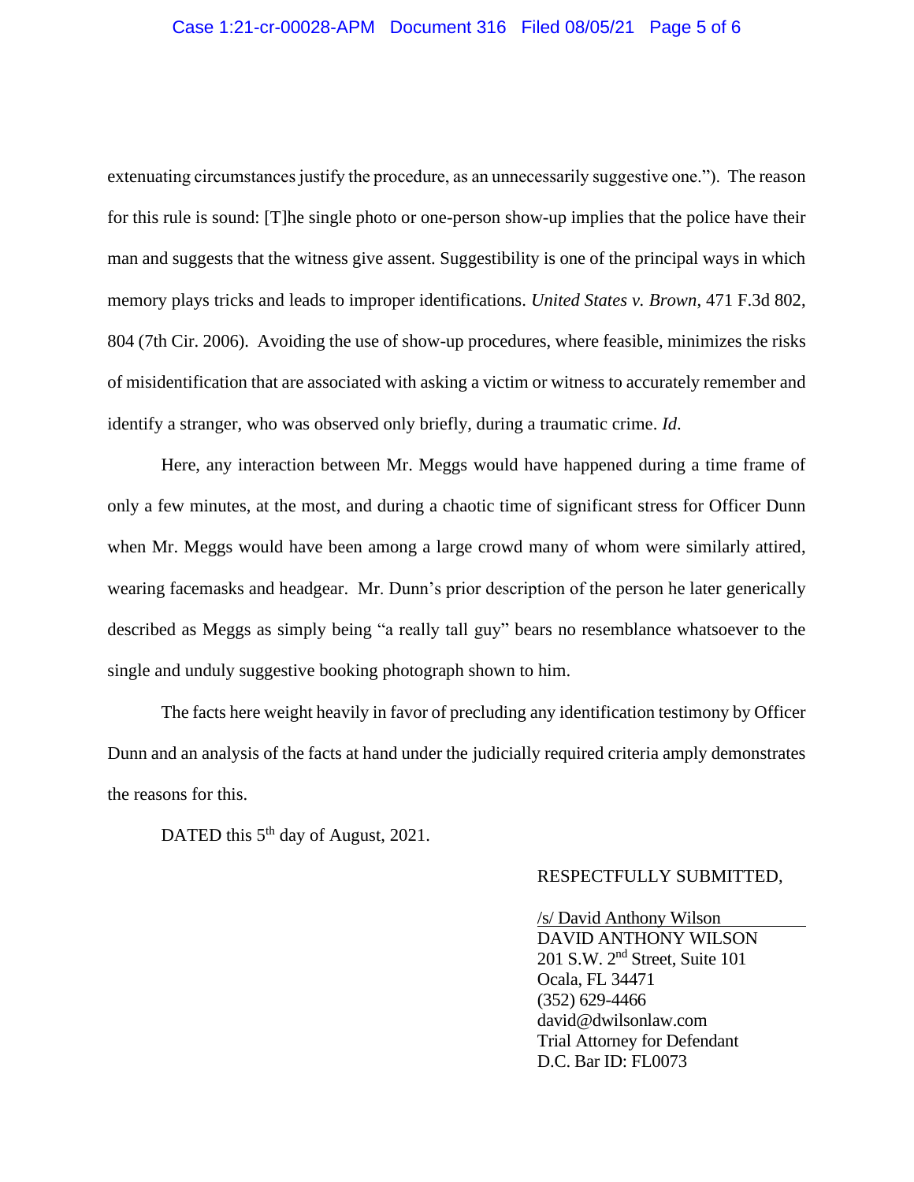extenuating circumstances justify the procedure, as an unnecessarily suggestive one."). The reason for this rule is sound: [T]he single photo or one-person show-up implies that the police have their man and suggests that the witness give assent. Suggestibility is one of the principal ways in which memory plays tricks and leads to improper identifications. *United States v. Brown*, 471 F.3d 802, 804 (7th Cir. 2006). Avoiding the use of show-up procedures, where feasible, minimizes the risks of misidentification that are associated with asking a victim or witness to accurately remember and identify a stranger, who was observed only briefly, during a traumatic crime. *Id*.

Here, any interaction between Mr. Meggs would have happened during a time frame of only a few minutes, at the most, and during a chaotic time of significant stress for Officer Dunn when Mr. Meggs would have been among a large crowd many of whom were similarly attired, wearing facemasks and headgear. Mr. Dunn's prior description of the person he later generically described as Meggs as simply being "a really tall guy" bears no resemblance whatsoever to the single and unduly suggestive booking photograph shown to him.

The facts here weight heavily in favor of precluding any identification testimony by Officer Dunn and an analysis of the facts at hand under the judicially required criteria amply demonstrates the reasons for this.

DATED this 5th day of August, 2021.

RESPECTFULLY SUBMITTED,

/s/ David Anthony Wilson
DAVID ANTHONY WILSON
201 S.W. 2nd Street, Suite 101
Ocala, FL 34471
(352) 629-4466
david@dwilsonlaw.com
Trial Attorney for Defendant
D.C. Bar ID: FL0073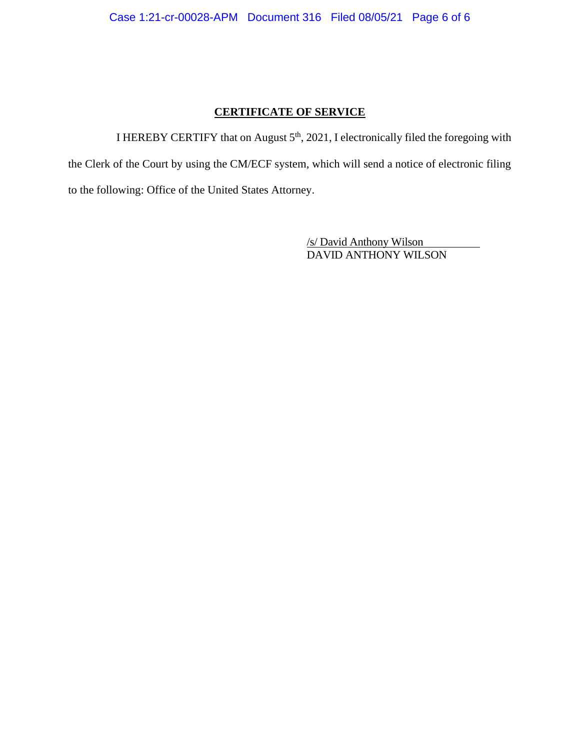## CERTIFICATE OF SERVICE

I HEREBY CERTIFY that on August 5th, 2021, I electronically filed the foregoing with the Clerk of the Court by using the CM/ECF system, which will send a notice of electronic filing to the following: Office of the United States Attorney.

/s/ David Anthony Wilson
DAVID ANTHONY WILSON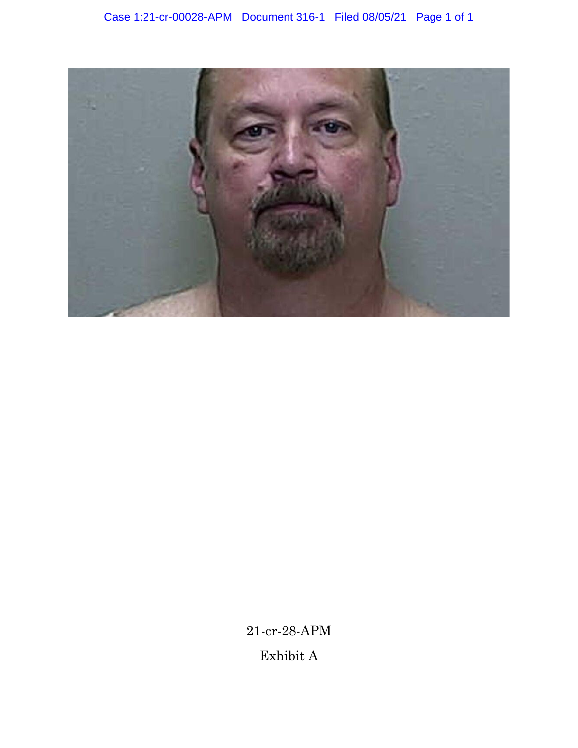21-cr-28-APM

Exhibit A